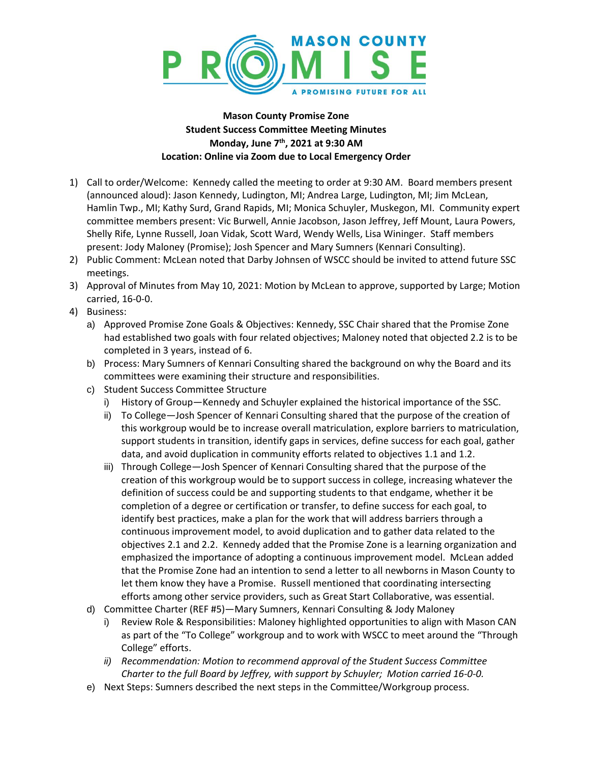# Mason County Promise Zone
## Student Success Committee Meeting Minutes
**Monday, June 7th, 2021 at 9:30 AM**
**Location: Online via Zoom due to Local Emergency Order**

1) Call to order/Welcome: Kennedy called the meeting to order at 9:30 AM. Board members present (announced aloud): Jason Kennedy, Ludington, MI; Andrea Large, Ludington, MI; Jim McLean, Hamlin Twp., MI; Kathy Surd, Grand Rapids, MI; Monica Schuyler, Muskegon, MI. Community expert committee members present: Vic Burwell, Annie Jacobson, Jason Jeffrey, Jeff Mount, Laura Powers, Shelly Rife, Lynne Russell, Joan Vidak, Scott Ward, Wendy Wells, Lisa Wininger. Staff members present: Jody Maloney (Promise); Josh Spencer and Mary Sumners (Kennari Consulting).
2) Public Comment: McLean noted that Darby Johnsen of WSCC should be invited to attend future SSC meetings.
3) Approval of Minutes from May 10, 2021: Motion by McLean to approve, supported by Large; Motion carried, 16-0-0.
4) Business:
   a) Approved Promise Zone Goals & Objectives: Kennedy, SSC Chair shared that the Promise Zone had established two goals with four related objectives; Maloney noted that objected 2.2 is to be completed in 3 years, instead of 6.
   b) Process: Mary Sumners of Kennari Consulting shared the background on why the Board and its committees were examining their structure and responsibilities.
   c) Student Success Committee Structure
      i) History of Group—Kennedy and Schuyler explained the historical importance of the SSC.
      ii) To College—Josh Spencer of Kennari Consulting shared that the purpose of the creation of this workgroup would be to increase overall matriculation, explore barriers to matriculation, support students in transition, identify gaps in services, define success for each goal, gather data, and avoid duplication in community efforts related to objectives 1.1 and 1.2.
      iii) Through College—Josh Spencer of Kennari Consulting shared that the purpose of the creation of this workgroup would be to support success in college, increasing whatever the definition of success could be and supporting students to that endgame, whether it be completion of a degree or certification or transfer, to define success for each goal, to identify best practices, make a plan for the work that will address barriers through a continuous improvement model, to avoid duplication and to gather data related to the objectives 2.1 and 2.2. Kennedy added that the Promise Zone is a learning organization and emphasized the importance of adopting a continuous improvement model. McLean added that the Promise Zone had an intention to send a letter to all newborns in Mason County to let them know they have a Promise. Russell mentioned that coordinating intersecting efforts among other service providers, such as Great Start Collaborative, was essential.
   d) Committee Charter (REF #5)—Mary Sumners, Kennari Consulting & Jody Maloney
      i) Review Role & Responsibilities: Maloney highlighted opportunities to align with Mason CAN as part of the "To College" workgroup and to work with WSCC to meet around the "Through College" efforts.
      ii) *Recommendation: Motion to recommend approval of the Student Success Committee Charter to the full Board by Jeffrey, with support by Schuyler; Motion carried 16-0-0.*
   e) Next Steps: Sumners described the next steps in the Committee/Workgroup process.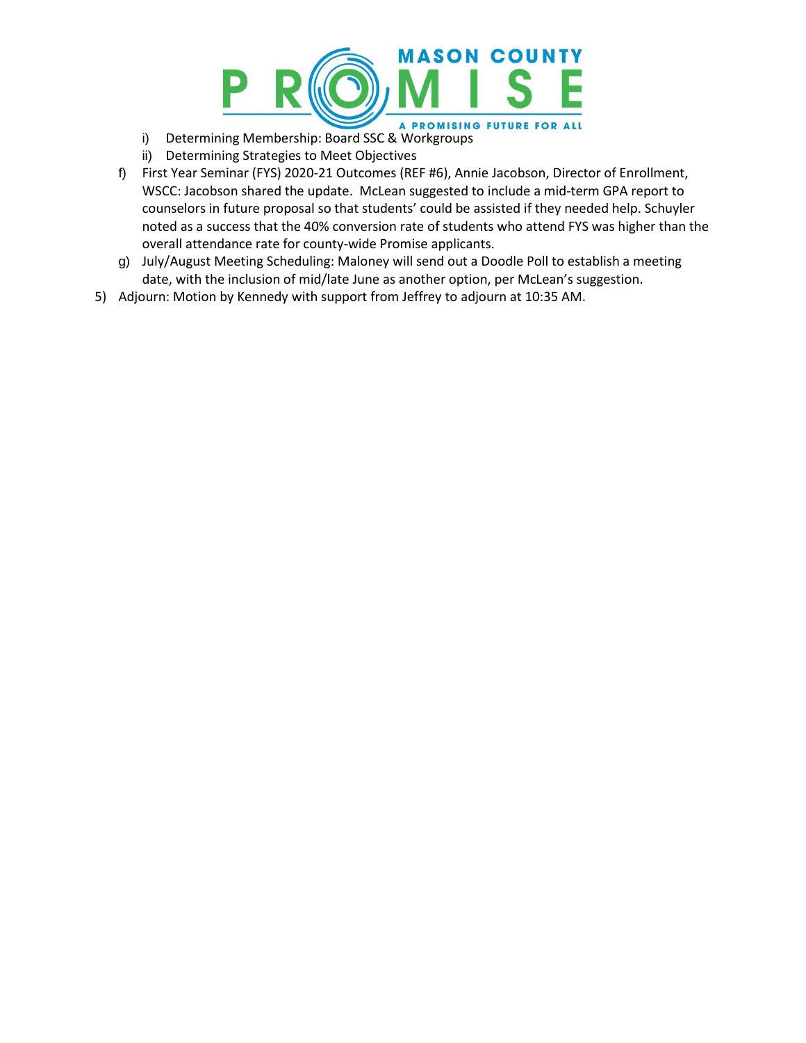i) Determining Membership: Board SSC & Workgroups

ii) Determining Strategies to Meet Objectives

f) First Year Seminar (FYS) 2020-21 Outcomes (REF #6), Annie Jacobson, Director of Enrollment, WSCC: Jacobson shared the update. McLean suggested to include a mid-term GPA report to counselors in future proposal so that students' could be assisted if they needed help. Schuyler noted as a success that the 40% conversion rate of students who attend FYS was higher than the overall attendance rate for county-wide Promise applicants.

g) July/August Meeting Scheduling: Maloney will send out a Doodle Poll to establish a meeting date, with the inclusion of mid/late June as another option, per McLean's suggestion.

5) Adjourn: Motion by Kennedy with support from Jeffrey to adjourn at 10:35 AM.